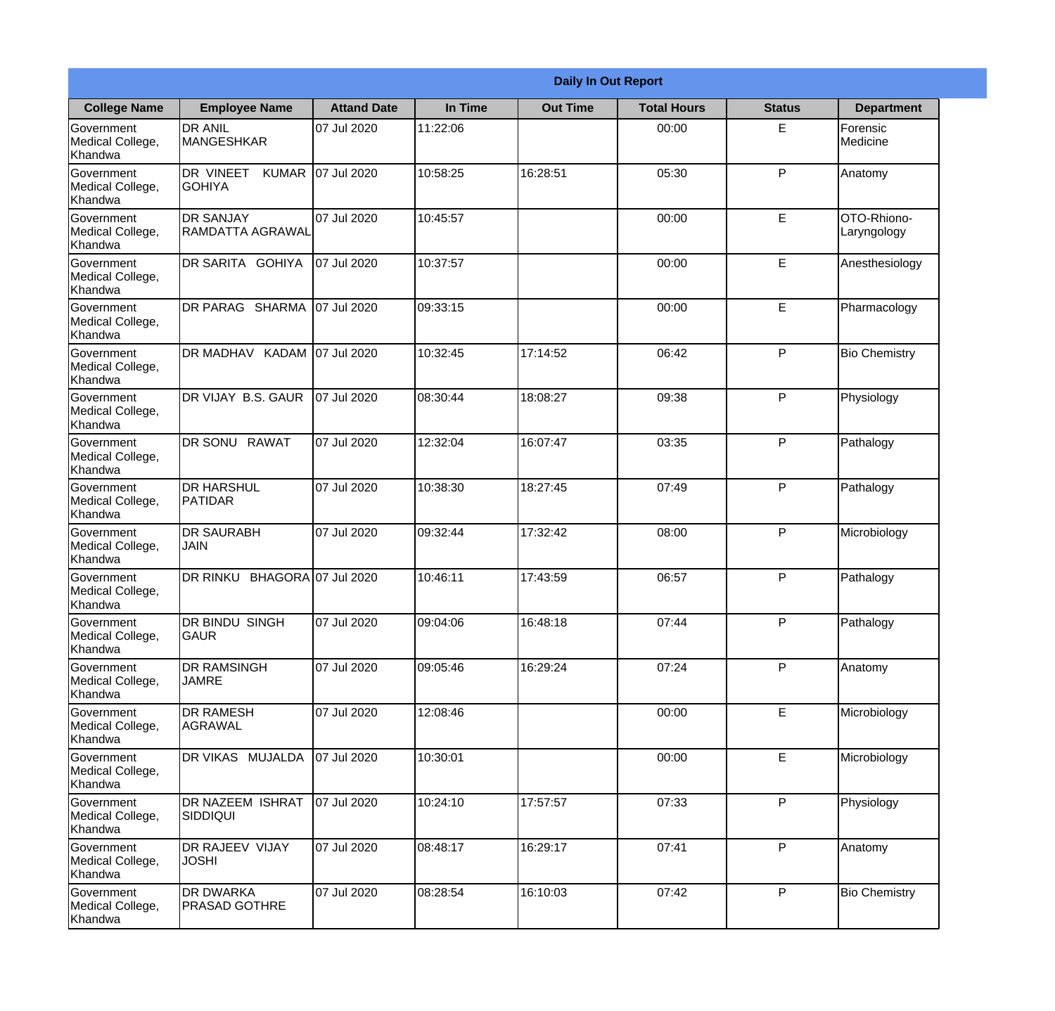| Daily In Out Report | | | | | | | |
|---|---|---|---|---|---|---|---|
| **College Name** | **Employee Name** | **Attand Date** | **In Time** | **Out Time** | **Total Hours** | **Status** | **Department** |
| Government Medical College, Khandwa | DR ANIL MANGESHKAR | 07 Jul 2020 | 11:22:06 | | 00:00 | E | Forensic Medicine |
| Government Medical College, Khandwa | DR VINEET KUMAR GOHIYA | 07 Jul 2020 | 10:58:25 | 16:28:51 | 05:30 | P | Anatomy |
| Government Medical College, Khandwa | DR SANJAY RAMDATTA AGRAWAL | 07 Jul 2020 | 10:45:57 | | 00:00 | E | OTO-Rhiono-Laryngology |
| Government Medical College, Khandwa | DR SARITA GOHIYA | 07 Jul 2020 | 10:37:57 | | 00:00 | E | Anesthesiology |
| Government Medical College, Khandwa | DR PARAG SHARMA | 07 Jul 2020 | 09:33:15 | | 00:00 | E | Pharmacology |
| Government Medical College, Khandwa | DR MADHAV KADAM | 07 Jul 2020 | 10:32:45 | 17:14:52 | 06:42 | P | Bio Chemistry |
| Government Medical College, Khandwa | DR VIJAY B.S. GAUR | 07 Jul 2020 | 08:30:44 | 18:08:27 | 09:38 | P | Physiology |
| Government Medical College, Khandwa | DR SONU RAWAT | 07 Jul 2020 | 12:32:04 | 16:07:47 | 03:35 | P | Pathalogy |
| Government Medical College, Khandwa | DR HARSHUL PATIDAR | 07 Jul 2020 | 10:38:30 | 18:27:45 | 07:49 | P | Pathalogy |
| Government Medical College, Khandwa | DR SAURABH JAIN | 07 Jul 2020 | 09:32:44 | 17:32:42 | 08:00 | P | Microbiology |
| Government Medical College, Khandwa | DR RINKU BHAGORA | 07 Jul 2020 | 10:46:11 | 17:43:59 | 06:57 | P | Pathalogy |
| Government Medical College, Khandwa | DR BINDU SINGH GAUR | 07 Jul 2020 | 09:04:06 | 16:48:18 | 07:44 | P | Pathalogy |
| Government Medical College, Khandwa | DR RAMSINGH JAMRE | 07 Jul 2020 | 09:05:46 | 16:29:24 | 07:24 | P | Anatomy |
| Government Medical College, Khandwa | DR RAMESH AGRAWAL | 07 Jul 2020 | 12:08:46 | | 00:00 | E | Microbiology |
| Government Medical College, Khandwa | DR VIKAS MUJALDA | 07 Jul 2020 | 10:30:01 | | 00:00 | E | Microbiology |
| Government Medical College, Khandwa | DR NAZEEM ISHRAT SIDDIQUI | 07 Jul 2020 | 10:24:10 | 17:57:57 | 07:33 | P | Physiology |
| Government Medical College, Khandwa | DR RAJEEV VIJAY JOSHI | 07 Jul 2020 | 08:48:17 | 16:29:17 | 07:41 | P | Anatomy |
| Government Medical College, Khandwa | DR DWARKA PRASAD GOTHRE | 07 Jul 2020 | 08:28:54 | 16:10:03 | 07:42 | P | Bio Chemistry |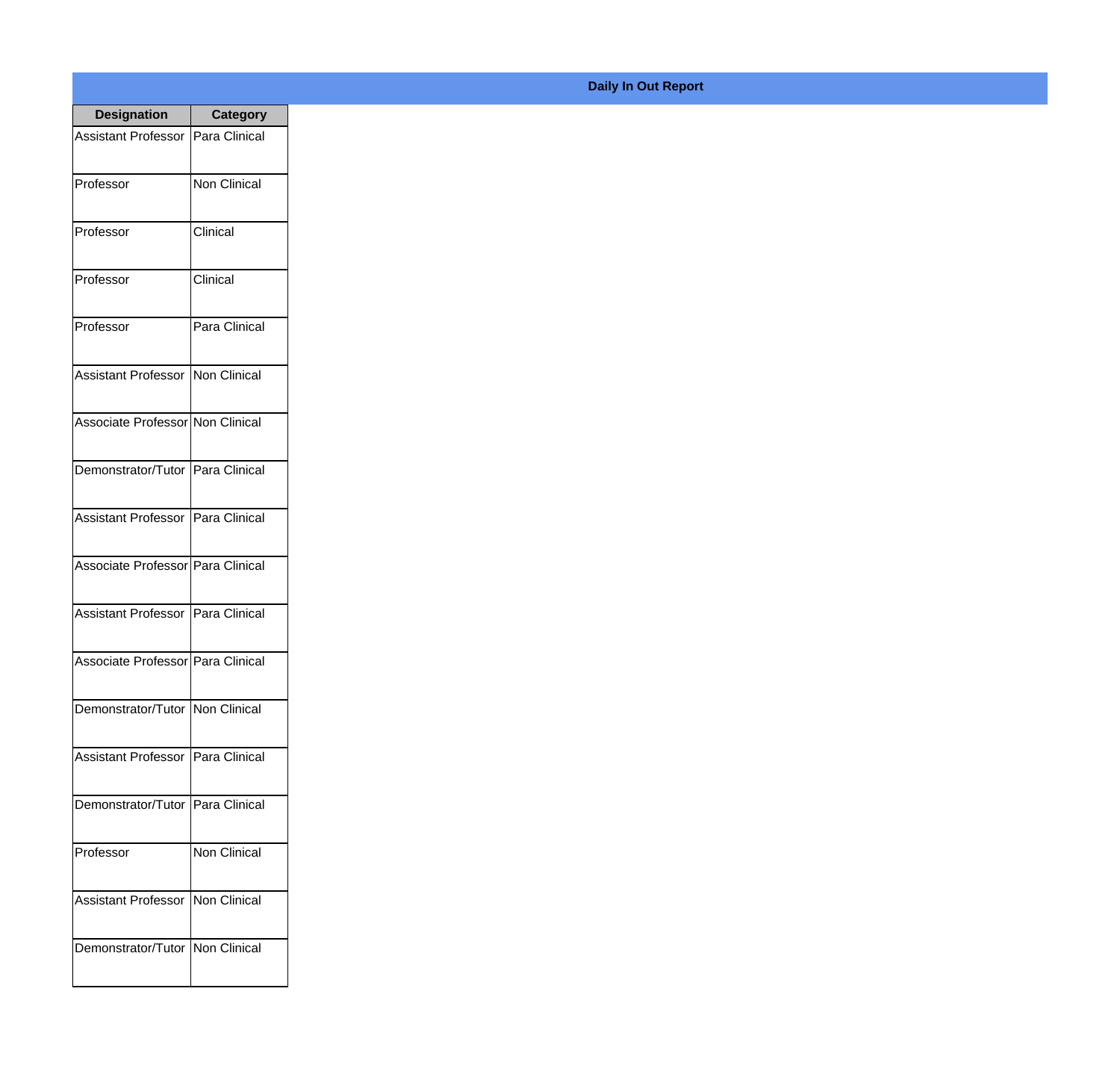**Daily In Out Report**

| Designation | Category |
|---|---|
| Assistant Professor | Para Clinical |
| Professor | Non Clinical |
| Professor | Clinical |
| Professor | Clinical |
| Professor | Para Clinical |
| Assistant Professor | Non Clinical |
| Associate Professor | Non Clinical |
| Demonstrator/Tutor | Para Clinical |
| Assistant Professor | Para Clinical |
| Associate Professor | Para Clinical |
| Assistant Professor | Para Clinical |
| Associate Professor | Para Clinical |
| Demonstrator/Tutor | Non Clinical |
| Assistant Professor | Para Clinical |
| Demonstrator/Tutor | Para Clinical |
| Professor | Non Clinical |
| Assistant Professor | Non Clinical |
| Demonstrator/Tutor | Non Clinical |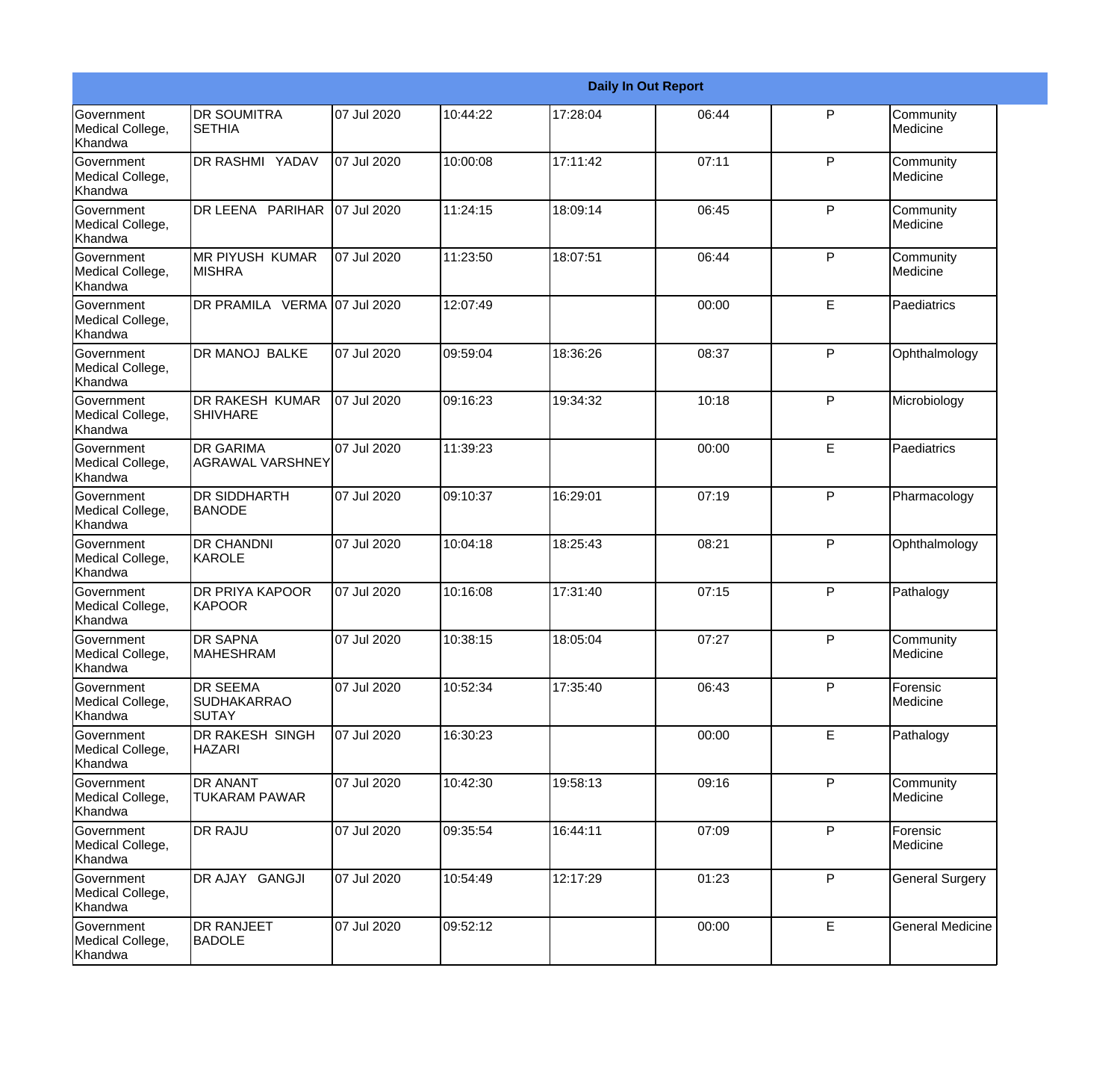| Daily In Out Report | | | | | | | |
|---|---|---|---|---|---|---|---|
| Government Medical College, Khandwa | DR SOUMITRA SETHIA | 07 Jul 2020 | 10:44:22 | 17:28:04 | 06:44 | P | Community Medicine |
| Government Medical College, Khandwa | DR RASHMI YADAV | 07 Jul 2020 | 10:00:08 | 17:11:42 | 07:11 | P | Community Medicine |
| Government Medical College, Khandwa | DR LEENA PARIHAR | 07 Jul 2020 | 11:24:15 | 18:09:14 | 06:45 | P | Community Medicine |
| Government Medical College, Khandwa | MR PIYUSH KUMAR MISHRA | 07 Jul 2020 | 11:23:50 | 18:07:51 | 06:44 | P | Community Medicine |
| Government Medical College, Khandwa | DR PRAMILA VERMA | 07 Jul 2020 | 12:07:49 | | 00:00 | E | Paediatrics |
| Government Medical College, Khandwa | DR MANOJ BALKE | 07 Jul 2020 | 09:59:04 | 18:36:26 | 08:37 | P | Ophthalmology |
| Government Medical College, Khandwa | DR RAKESH KUMAR SHIVHARE | 07 Jul 2020 | 09:16:23 | 19:34:32 | 10:18 | P | Microbiology |
| Government Medical College, Khandwa | DR GARIMA AGRAWAL VARSHNEY | 07 Jul 2020 | 11:39:23 | | 00:00 | E | Paediatrics |
| Government Medical College, Khandwa | DR SIDDHARTH BANODE | 07 Jul 2020 | 09:10:37 | 16:29:01 | 07:19 | P | Pharmacology |
| Government Medical College, Khandwa | DR CHANDNI KAROLE | 07 Jul 2020 | 10:04:18 | 18:25:43 | 08:21 | P | Ophthalmology |
| Government Medical College, Khandwa | DR PRIYA KAPOOR KAPOOR | 07 Jul 2020 | 10:16:08 | 17:31:40 | 07:15 | P | Pathalogy |
| Government Medical College, Khandwa | DR SAPNA MAHESHRAM | 07 Jul 2020 | 10:38:15 | 18:05:04 | 07:27 | P | Community Medicine |
| Government Medical College, Khandwa | DR SEEMA SUDHAKARRAO SUTAY | 07 Jul 2020 | 10:52:34 | 17:35:40 | 06:43 | P | Forensic Medicine |
| Government Medical College, Khandwa | DR RAKESH SINGH HAZARI | 07 Jul 2020 | 16:30:23 | | 00:00 | E | Pathalogy |
| Government Medical College, Khandwa | DR ANANT TUKARAM PAWAR | 07 Jul 2020 | 10:42:30 | 19:58:13 | 09:16 | P | Community Medicine |
| Government Medical College, Khandwa | DR RAJU | 07 Jul 2020 | 09:35:54 | 16:44:11 | 07:09 | P | Forensic Medicine |
| Government Medical College, Khandwa | DR AJAY GANGJI | 07 Jul 2020 | 10:54:49 | 12:17:29 | 01:23 | P | General Surgery |
| Government Medical College, Khandwa | DR RANJEET BADOLE | 07 Jul 2020 | 09:52:12 | | 00:00 | E | General Medicine |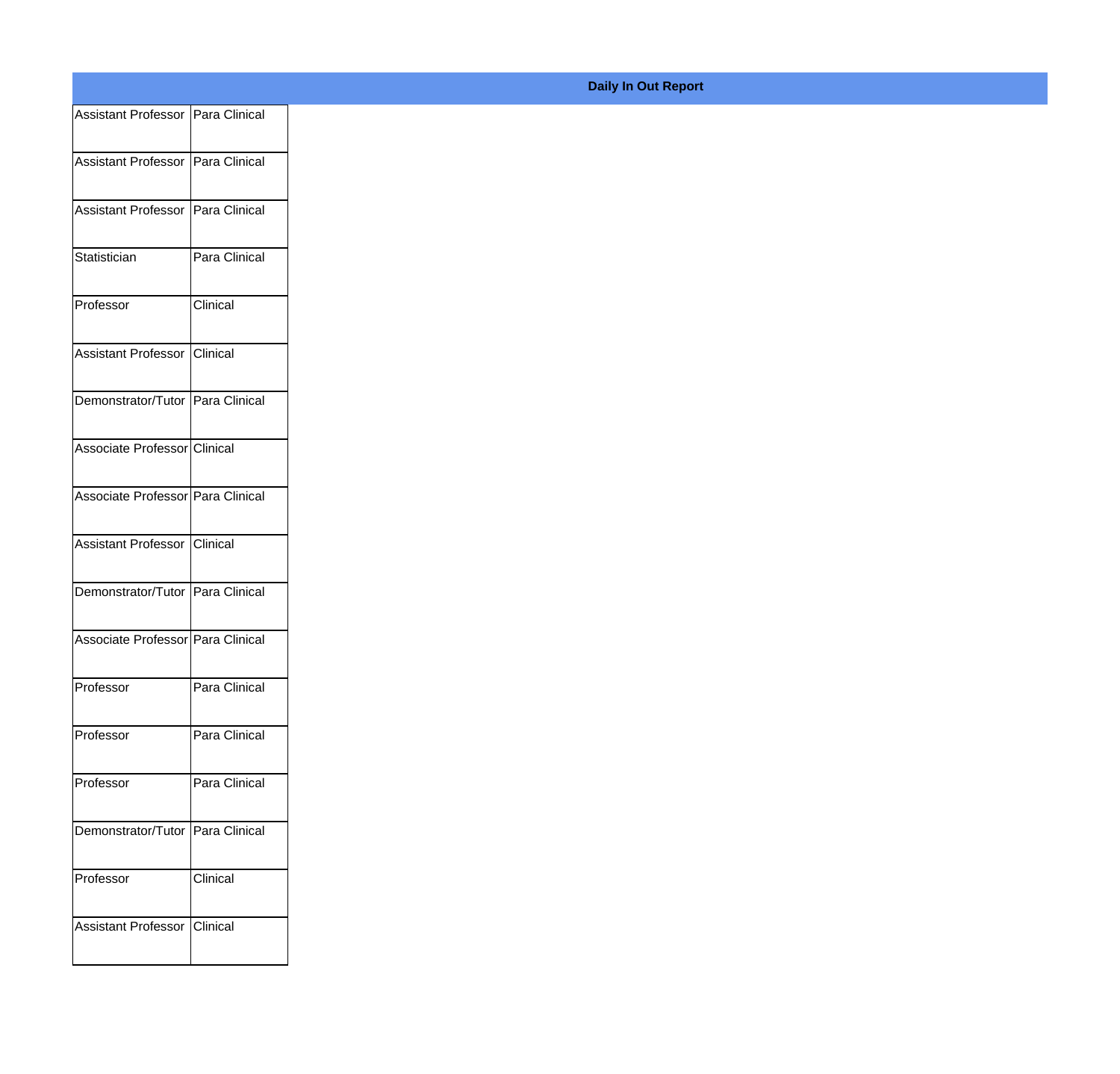**Daily In Out Report**

| | |
|---|---|
| Assistant Professor | Para Clinical |
| Assistant Professor | Para Clinical |
| Assistant Professor | Para Clinical |
| Statistician | Para Clinical |
| Professor | Clinical |
| Assistant Professor | Clinical |
| Demonstrator/Tutor | Para Clinical |
| Associate Professor | Clinical |
| Associate Professor | Para Clinical |
| Assistant Professor | Clinical |
| Demonstrator/Tutor | Para Clinical |
| Associate Professor | Para Clinical |
| Professor | Para Clinical |
| Professor | Para Clinical |
| Professor | Para Clinical |
| Demonstrator/Tutor | Para Clinical |
| Professor | Clinical |
| Assistant Professor | Clinical |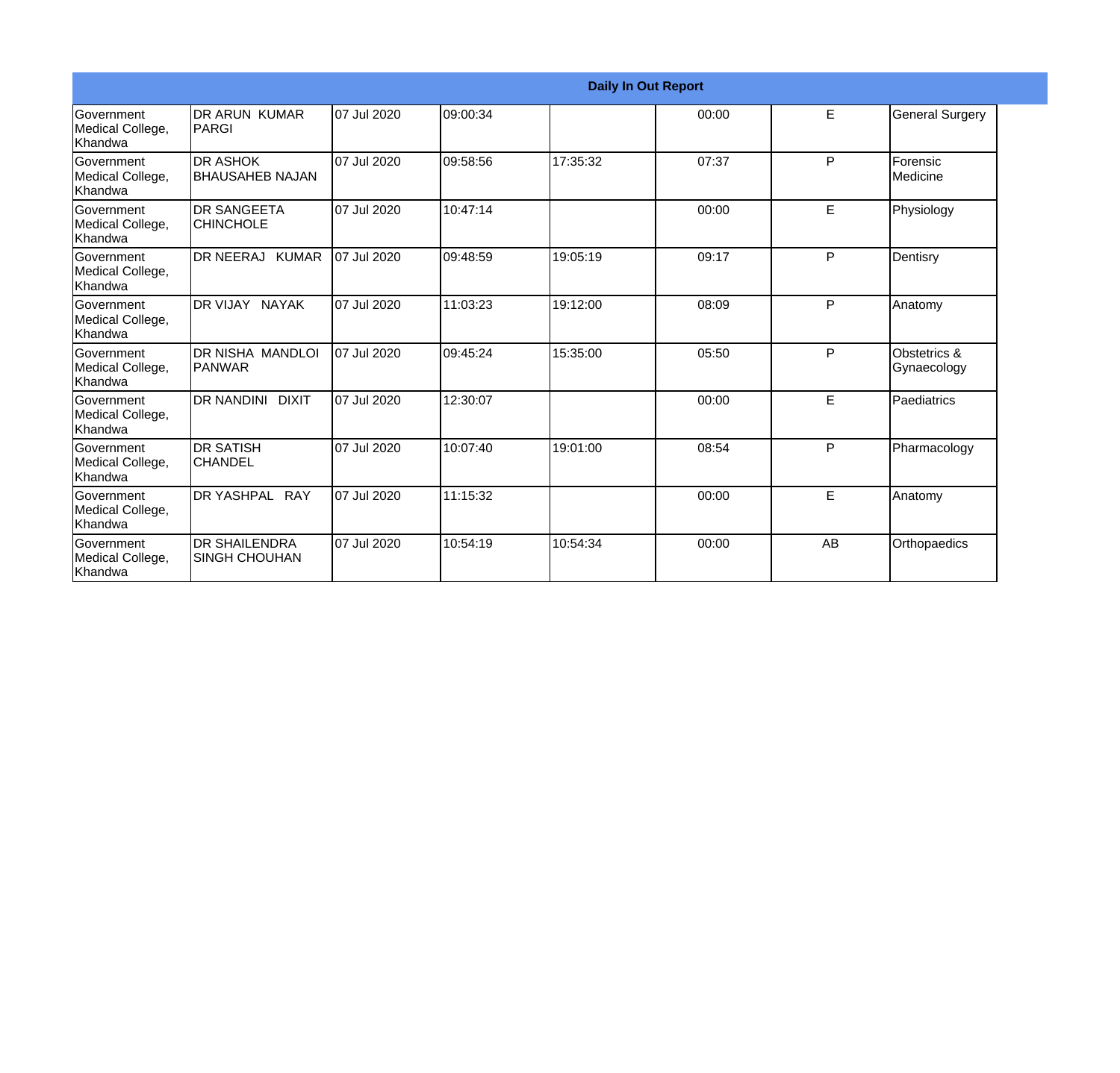**Daily In Out Report**

| | | | | | | | |
|---|---|---|---|---|---|---|---|
| Government Medical College, Khandwa | DR ARUN KUMAR PARGI | 07 Jul 2020 | 09:00:34 | | 00:00 | E | General Surgery |
| Government Medical College, Khandwa | DR ASHOK BHAUSAHEB NAJAN | 07 Jul 2020 | 09:58:56 | 17:35:32 | 07:37 | P | Forensic Medicine |
| Government Medical College, Khandwa | DR SANGEETA CHINCHOLE | 07 Jul 2020 | 10:47:14 | | 00:00 | E | Physiology |
| Government Medical College, Khandwa | DR NEERAJ KUMAR | 07 Jul 2020 | 09:48:59 | 19:05:19 | 09:17 | P | Dentisry |
| Government Medical College, Khandwa | DR VIJAY NAYAK | 07 Jul 2020 | 11:03:23 | 19:12:00 | 08:09 | P | Anatomy |
| Government Medical College, Khandwa | DR NISHA MANDLOI PANWAR | 07 Jul 2020 | 09:45:24 | 15:35:00 | 05:50 | P | Obstetrics & Gynaecology |
| Government Medical College, Khandwa | DR NANDINI DIXIT | 07 Jul 2020 | 12:30:07 | | 00:00 | E | Paediatrics |
| Government Medical College, Khandwa | DR SATISH CHANDEL | 07 Jul 2020 | 10:07:40 | 19:01:00 | 08:54 | P | Pharmacology |
| Government Medical College, Khandwa | DR YASHPAL RAY | 07 Jul 2020 | 11:15:32 | | 00:00 | E | Anatomy |
| Government Medical College, Khandwa | DR SHAILENDRA SINGH CHOUHAN | 07 Jul 2020 | 10:54:19 | 10:54:34 | 00:00 | AB | Orthopaedics |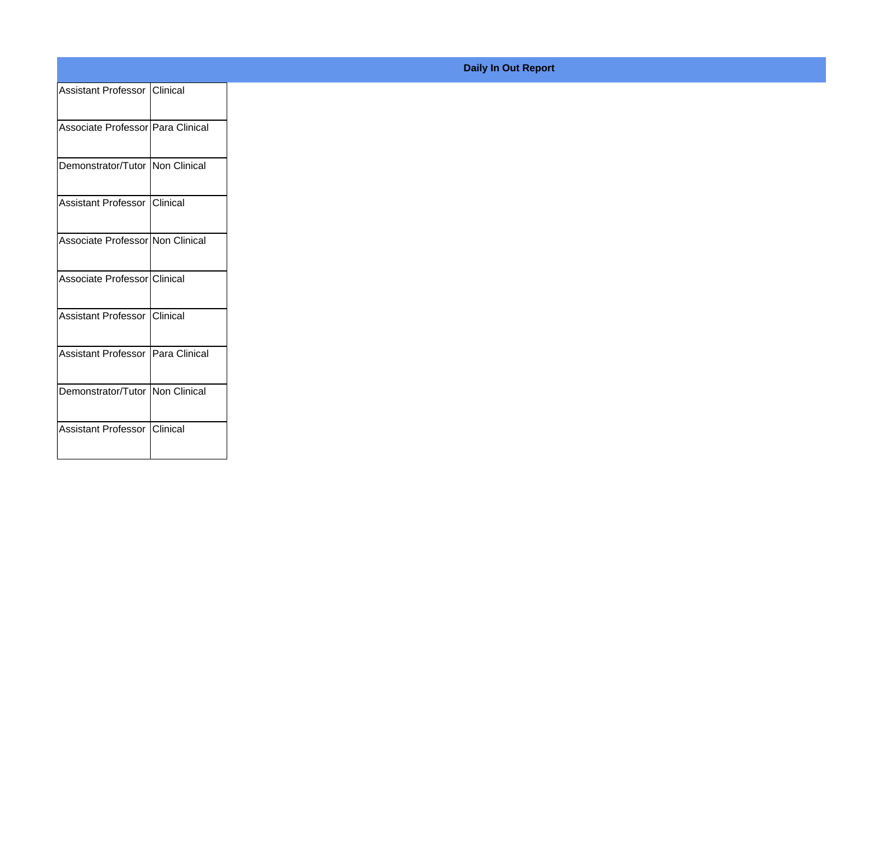**Daily In Out Report**

| | |
|---|---|
| Assistant Professor | Clinical |
| Associate Professor | Para Clinical |
| Demonstrator/Tutor | Non Clinical |
| Assistant Professor | Clinical |
| Associate Professor | Non Clinical |
| Associate Professor | Clinical |
| Assistant Professor | Clinical |
| Assistant Professor | Para Clinical |
| Demonstrator/Tutor | Non Clinical |
| Assistant Professor | Clinical |